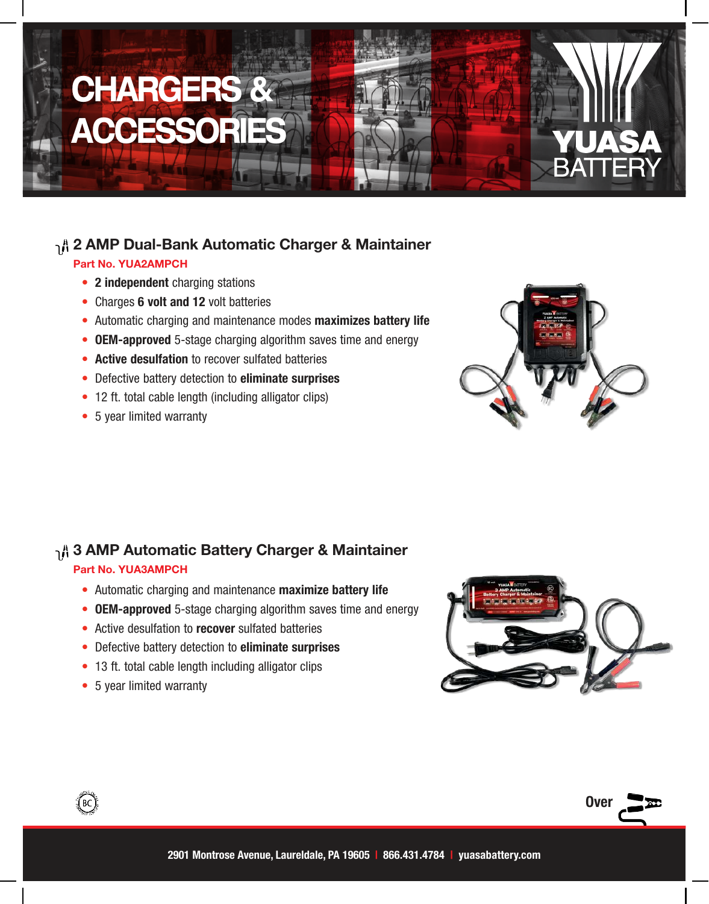# CHARGERS & ACCESSORIES

YUASA BATTERY

## 2 AMP Dual-Bank Automatic Charger & Maintainer

**Part No. YUA2AMPCH**

- **2 independent** charging stations
- Charges **6 volt and 12** volt batteries
- Automatic charging and maintenance modes **maximizes battery life**
- **OEM-approved** 5-stage charging algorithm saves time and energy
- **Active desulfation** to recover sulfated batteries
- Defective battery detection to **eliminate surprises**
- 12 ft. total cable length (including alligator clips)
- 5 year limited warranty

## 3 AMP Automatic Battery Charger & Maintainer

**Part No. YUA3AMPCH**

- Automatic charging and maintenance **maximize battery life**
- **OEM-approved** 5-stage charging algorithm saves time and energy
- Active desulfation to **recover** sulfated batteries
- Defective battery detection to **eliminate surprises**
- 13 ft. total cable length including alligator clips
- 5 year limited warranty

Over

2901 Montrose Avenue, Laureldale, PA 19605 | 866.431.4784 | yuasabattery.com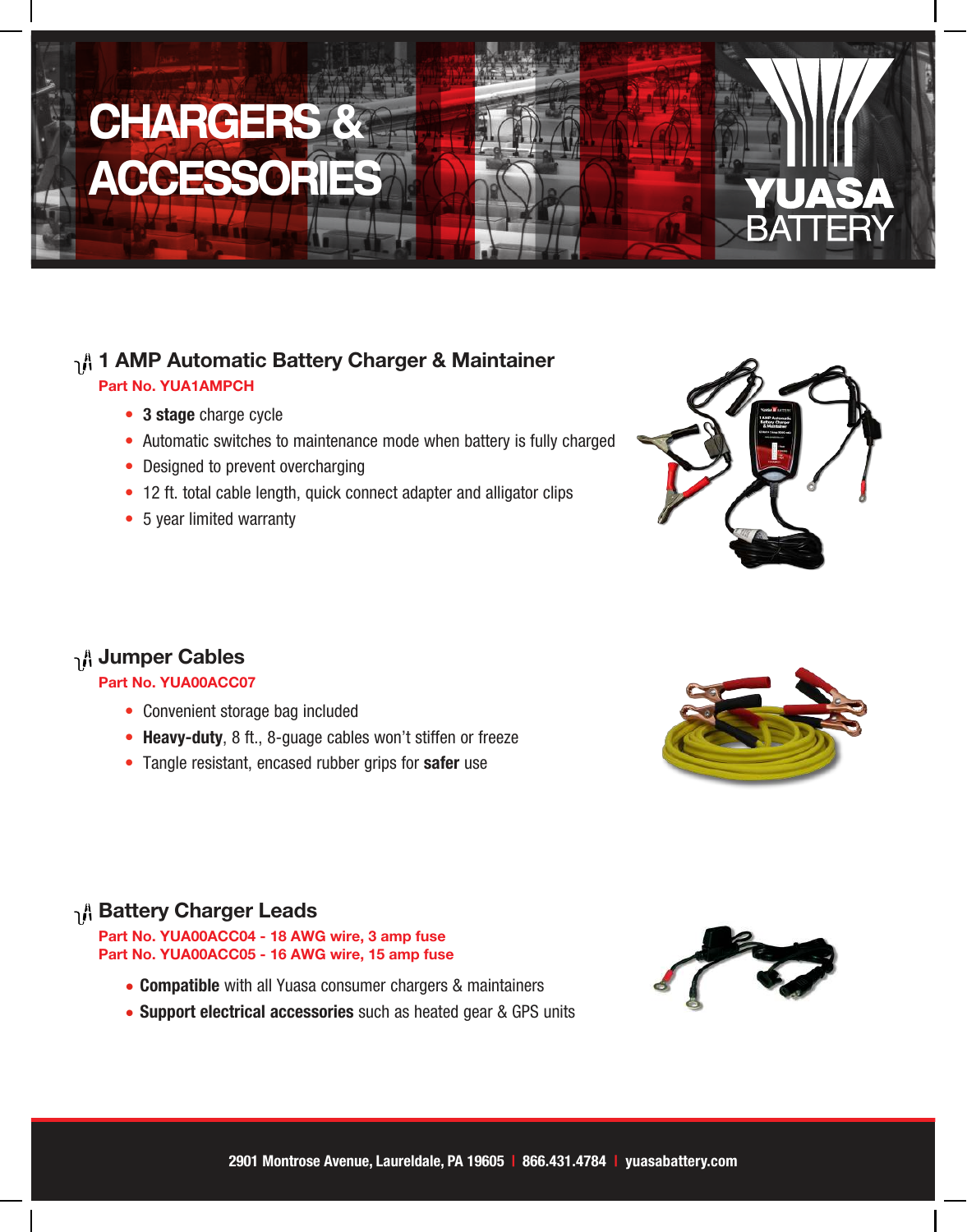# CHARGERS & ACCESSORIES

YUASA BATTERY

## 1 AMP Automatic Battery Charger & Maintainer

**Part No. YUA1AMPCH**

- **3 stage** charge cycle
- Automatic switches to maintenance mode when battery is fully charged
- Designed to prevent overcharging
- 12 ft. total cable length, quick connect adapter and alligator clips
- 5 year limited warranty

## Jumper Cables

**Part No. YUA00ACC07**

- Convenient storage bag included
- **Heavy-duty**, 8 ft., 8-guage cables won't stiffen or freeze
- Tangle resistant, encased rubber grips for **safer** use

## Battery Charger Leads

**Part No. YUA00ACC04 - 18 AWG wire, 3 amp fuse**
**Part No. YUA00ACC05 - 16 AWG wire, 15 amp fuse**

- **Compatible** with all Yuasa consumer chargers & maintainers
- **Support electrical accessories** such as heated gear & GPS units

2901 Montrose Avenue, Laureldale, PA 19605 | 866.431.4784 | yuasabattery.com